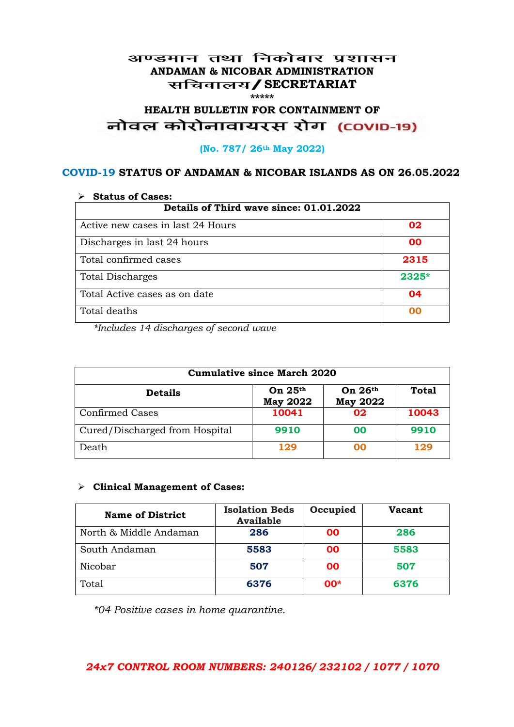# अण्डमान तथा निकोबार प्रशासन
## ANDAMAN & NICOBAR ADMINISTRATION
## सचिवालय / SECRETARIAT

\*\*\*\*\*

## HEALTH BULLETIN FOR CONTAINMENT OF
## नोवल कोरोनावायरस रोग (COVID-19)

**(No. 787/ 26th May 2022)**

### COVID-19 STATUS OF ANDAMAN & NICOBAR ISLANDS AS ON 26.05.2022

➢ **Status of Cases:**

| Details of Third wave since: 01.01.2022 | |
|---|---|
| Active new cases in last 24 Hours | **02** |
| Discharges in last 24 hours | **00** |
| Total confirmed cases | **2315** |
| Total Discharges | **2325*** |
| Total Active cases as on date | **04** |
| Total deaths | **00** |

*\*Includes 14 discharges of second wave*

| Cumulative since March 2020 | | | |
|---|---|---|---|
| **Details** | **On 25th May 2022** | **On 26th May 2022** | **Total** |
| Confirmed Cases | **10041** | **02** | **10043** |
| Cured/Discharged from Hospital | **9910** | **00** | **9910** |
| Death | **129** | **00** | **129** |

➢ **Clinical Management of Cases:**

| Name of District | Isolation Beds Available | Occupied | Vacant |
|---|---|---|---|
| North & Middle Andaman | **286** | **00** | **286** |
| South Andaman | **5583** | **00** | **5583** |
| Nicobar | **507** | **00** | **507** |
| Total | **6376** | **00*** | **6376** |

*\*04 Positive cases in home quarantine.*

***24x7 CONTROL ROOM NUMBERS: 240126/ 232102 / 1077 / 1070***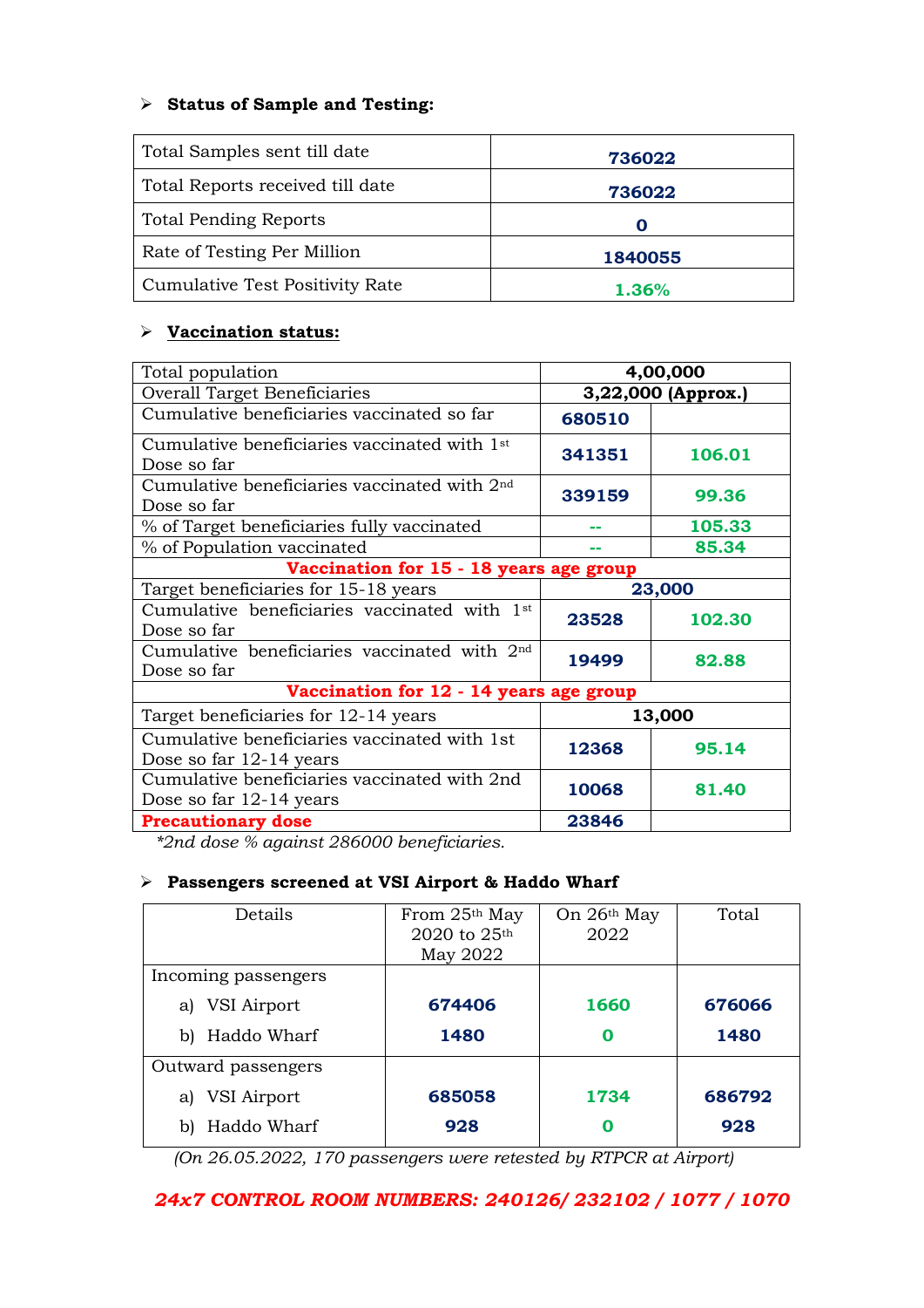- **Status of Sample and Testing:**

| | |
|---|---|
| Total Samples sent till date | **736022** |
| Total Reports received till date | **736022** |
| Total Pending Reports | **0** |
| Rate of Testing Per Million | **1840055** |
| Cumulative Test Positivity Rate | **1.36%** |

- **Vaccination status:**

| | | |
|---|---|---|
| Total population | **4,00,000** | |
| Overall Target Beneficiaries | **3,22,000 (Approx.)** | |
| Cumulative beneficiaries vaccinated so far | **680510** | |
| Cumulative beneficiaries vaccinated with 1st Dose so far | **341351** | **106.01** |
| Cumulative beneficiaries vaccinated with 2nd Dose so far | **339159** | **99.36** |
| % of Target beneficiaries fully vaccinated | -- | **105.33** |
| % of Population vaccinated | -- | **85.34** |
| **Vaccination for 15 - 18 years age group** | | |
| Target beneficiaries for 15-18 years | **23,000** | |
| Cumulative beneficiaries vaccinated with 1st Dose so far | **23528** | **102.30** |
| Cumulative beneficiaries vaccinated with 2nd Dose so far | **19499** | **82.88** |
| **Vaccination for 12 - 14 years age group** | | |
| Target beneficiaries for 12-14 years | **13,000** | |
| Cumulative beneficiaries vaccinated with 1st Dose so far 12-14 years | **12368** | **95.14** |
| Cumulative beneficiaries vaccinated with 2nd Dose so far 12-14 years | **10068** | **81.40** |
| **Precautionary dose** | **23846** | |

*\*2nd dose % against 286000 beneficiaries.*

- **Passengers screened at VSI Airport & Haddo Wharf**

| Details | From 25th May 2020 to 25th May 2022 | On 26th May 2022 | Total |
|---|---|---|---|
| Incoming passengers | | | |
| a) VSI Airport | **674406** | **1660** | **676066** |
| b) Haddo Wharf | **1480** | **0** | **1480** |
| Outward passengers | | | |
| a) VSI Airport | **685058** | **1734** | **686792** |
| b) Haddo Wharf | **928** | **0** | **928** |

*(On 26.05.2022, 170 passengers were retested by RTPCR at Airport)*

***24x7 CONTROL ROOM NUMBERS: 240126/ 232102 / 1077 / 1070***